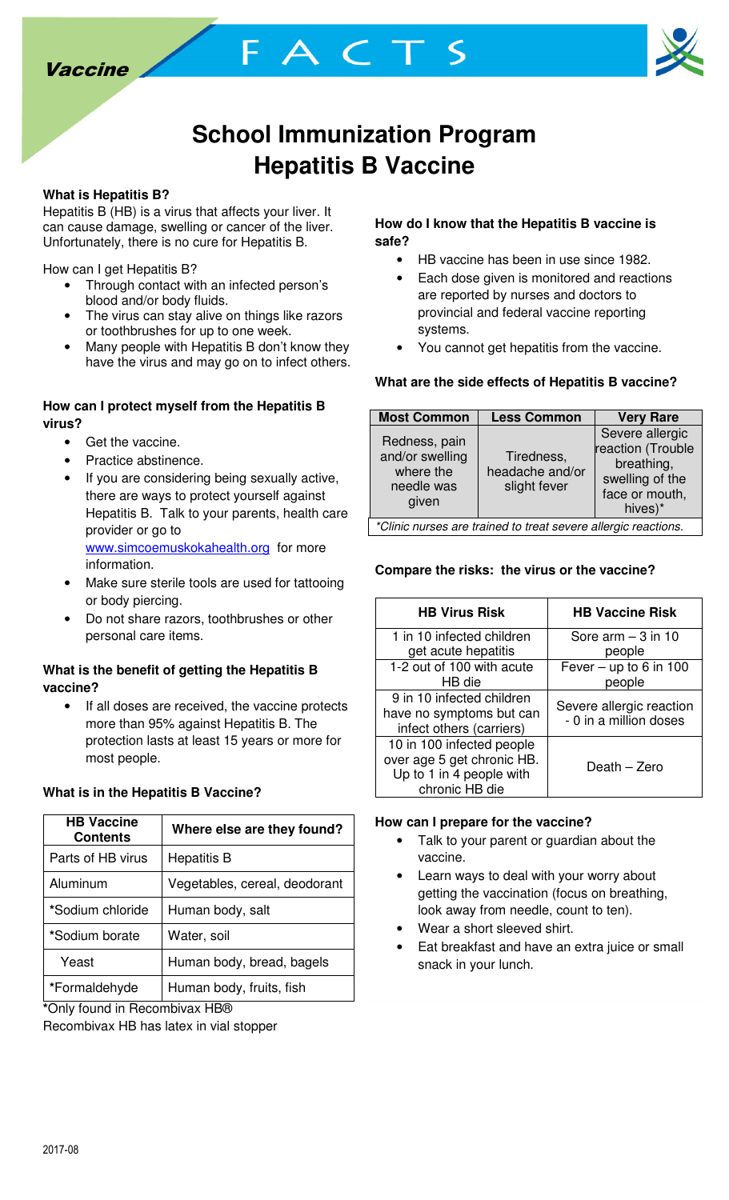Vaccine

FACTS

# School Immunization Program
# Hepatitis B Vaccine

**What is Hepatitis B?**

Hepatitis B (HB) is a virus that affects your liver. It can cause damage, swelling or cancer of the liver. Unfortunately, there is no cure for Hepatitis B.

How can I get Hepatitis B?

- Through contact with an infected person's blood and/or body fluids.
- The virus can stay alive on things like razors or toothbrushes for up to one week.
- Many people with Hepatitis B don't know they have the virus and may go on to infect others.

**How can I protect myself from the Hepatitis B virus?**

- Get the vaccine.
- Practice abstinence.
- If you are considering being sexually active, there are ways to protect yourself against Hepatitis B. Talk to your parents, health care provider or go to www.simcoemuskokahealth.org for more information.
- Make sure sterile tools are used for tattooing or body piercing.
- Do not share razors, toothbrushes or other personal care items.

**What is the benefit of getting the Hepatitis B vaccine?**

- If all doses are received, the vaccine protects more than 95% against Hepatitis B. The protection lasts at least 15 years or more for most people.

**What is in the Hepatitis B Vaccine?**

| HB Vaccine Contents | Where else are they found? |
|---|---|
| Parts of HB virus | Hepatitis B |
| Aluminum | Vegetables, cereal, deodorant |
| *Sodium chloride | Human body, salt |
| *Sodium borate | Water, soil |
| Yeast | Human body, bread, bagels |
| *Formaldehyde | Human body, fruits, fish |

*Only found in Recombivax HB®

Recombivax HB has latex in vial stopper

**How do I know that the Hepatitis B vaccine is safe?**

- HB vaccine has been in use since 1982.
- Each dose given is monitored and reactions are reported by nurses and doctors to provincial and federal vaccine reporting systems.
- You cannot get hepatitis from the vaccine.

**What are the side effects of Hepatitis B vaccine?**

| Most Common | Less Common | Very Rare |
|---|---|---|
| Redness, pain and/or swelling where the needle was given | Tiredness, headache and/or slight fever | Severe allergic reaction (Trouble breathing, swelling of the face or mouth, hives)* |

*Clinic nurses are trained to treat severe allergic reactions.*

**Compare the risks: the virus or the vaccine?**

| HB Virus Risk | HB Vaccine Risk |
|---|---|
| 1 in 10 infected children get acute hepatitis | Sore arm – 3 in 10 people |
| 1-2 out of 100 with acute HB die | Fever – up to 6 in 100 people |
| 9 in 10 infected children have no symptoms but can infect others (carriers) | Severe allergic reaction - 0 in a million doses |
| 10 in 100 infected people over age 5 get chronic HB. Up to 1 in 4 people with chronic HB die | Death – Zero |

**How can I prepare for the vaccine?**

- Talk to your parent or guardian about the vaccine.
- Learn ways to deal with your worry about getting the vaccination (focus on breathing, look away from needle, count to ten).
- Wear a short sleeved shirt.
- Eat breakfast and have an extra juice or small snack in your lunch.

2017-08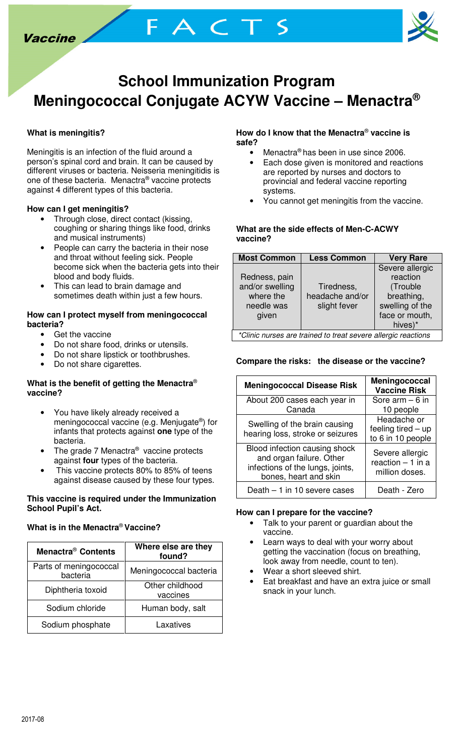Vaccine FACTS

# School Immunization Program
# Meningococcal Conjugate ACYW Vaccine – Menactra®

### What is meningitis?

Meningitis is an infection of the fluid around a person's spinal cord and brain. It can be caused by different viruses or bacteria. Neisseria meningitidis is one of these bacteria. Menactra® vaccine protects against 4 different types of this bacteria.

### How can I get meningitis?

- Through close, direct contact (kissing, coughing or sharing things like food, drinks and musical instruments)
- People can carry the bacteria in their nose and throat without feeling sick. People become sick when the bacteria gets into their blood and body fluids.
- This can lead to brain damage and sometimes death within just a few hours.

### How can I protect myself from meningococcal bacteria?

- Get the vaccine
- Do not share food, drinks or utensils.
- Do not share lipstick or toothbrushes.
- Do not share cigarettes.

### What is the benefit of getting the Menactra® vaccine?

- You have likely already received a meningococcal vaccine (e.g. Menjugate®) for infants that protects against **one** type of the bacteria.
- The grade 7 Menactra® vaccine protects against **four** types of the bacteria.
- This vaccine protects 80% to 85% of teens against disease caused by these four types.

**This vaccine is required under the Immunization School Pupil's Act.**

### What is in the Menactra® Vaccine?

| Menactra® Contents | Where else are they found? |
|---|---|
| Parts of meningococcal bacteria | Meningococcal bacteria |
| Diphtheria toxoid | Other childhood vaccines |
| Sodium chloride | Human body, salt |
| Sodium phosphate | Laxatives |

### How do I know that the Menactra® vaccine is safe?

- Menactra® has been in use since 2006.
- Each dose given is monitored and reactions are reported by nurses and doctors to provincial and federal vaccine reporting systems.
- You cannot get meningitis from the vaccine.

### What are the side effects of Men-C-ACWY vaccine?

| Most Common | Less Common | Very Rare |
|---|---|---|
| Redness, pain and/or swelling where the needle was given | Tiredness, headache and/or slight fever | Severe allergic reaction (Trouble breathing, swelling of the face or mouth, hives)* |

*Clinic nurses are trained to treat severe allergic reactions*

### Compare the risks: the disease or the vaccine?

| Meningococcal Disease Risk | Meningococcal Vaccine Risk |
|---|---|
| About 200 cases each year in Canada | Sore arm – 6 in 10 people |
| Swelling of the brain causing hearing loss, stroke or seizures | Headache or feeling tired – up to 6 in 10 people |
| Blood infection causing shock and organ failure. Other infections of the lungs, joints, bones, heart and skin | Severe allergic reaction – 1 in a million doses. |
| Death – 1 in 10 severe cases | Death - Zero |

### How can I prepare for the vaccine?

- Talk to your parent or guardian about the vaccine.
- Learn ways to deal with your worry about getting the vaccination (focus on breathing, look away from needle, count to ten).
- Wear a short sleeved shirt.
- Eat breakfast and have an extra juice or small snack in your lunch.

2017-08